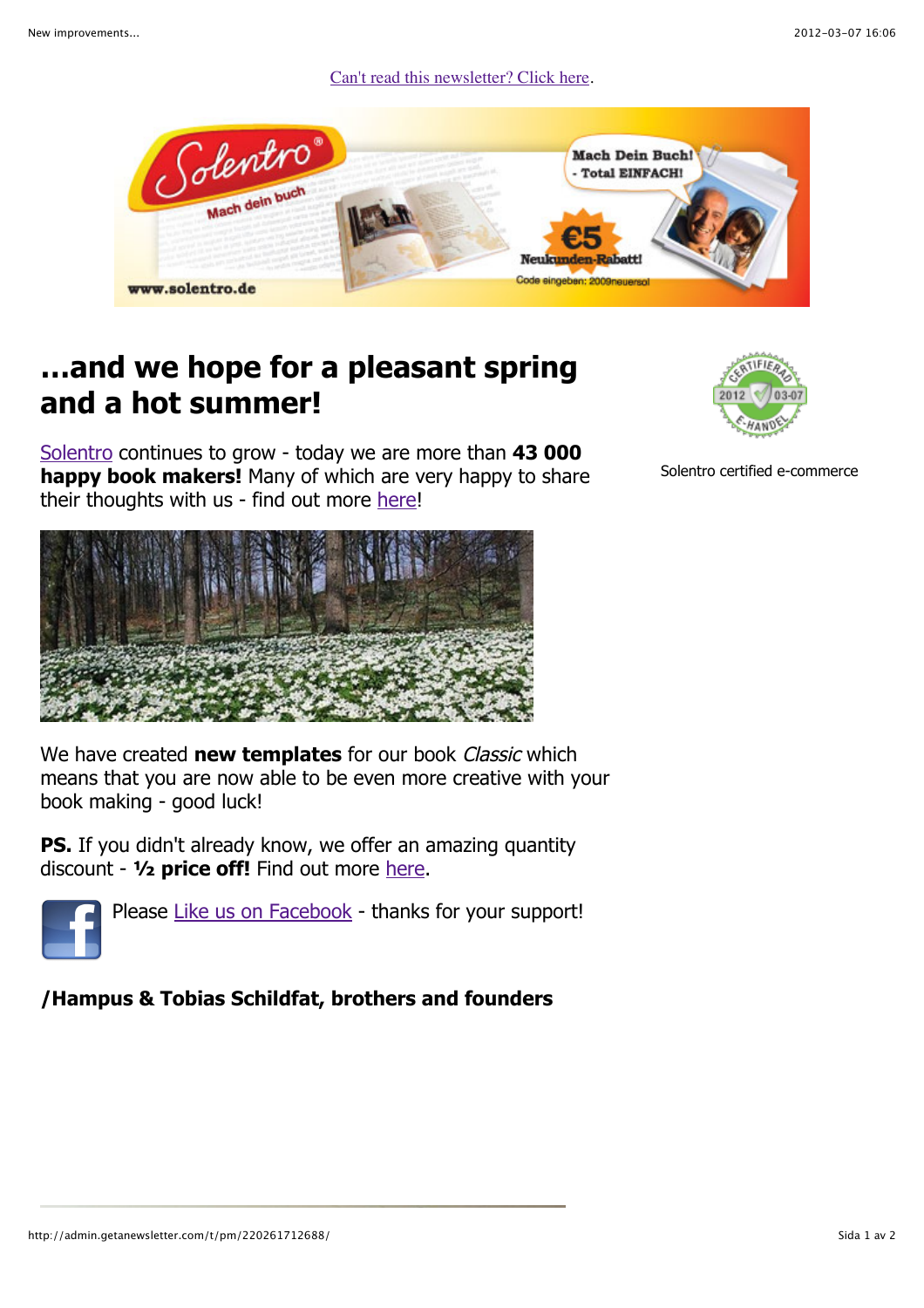Can't read this newsletter? Click here.

# ...and we hope for a pleasant spring and a hot summer!

Solentro certified e-commerce

Solentro continues to grow - today we are more than **43 000 happy book makers!** Many of which are very happy to share their thoughts with us - find out more here!

We have created **new templates** for our book *Classic* which means that you are now able to be even more creative with your book making - good luck!

**PS.** If you didn't already know, we offer an amazing quantity discount - **½ price off!** Find out more here.

Please Like us on Facebook - thanks for your support!

**/Hampus & Tobias Schildfat, brothers and founders**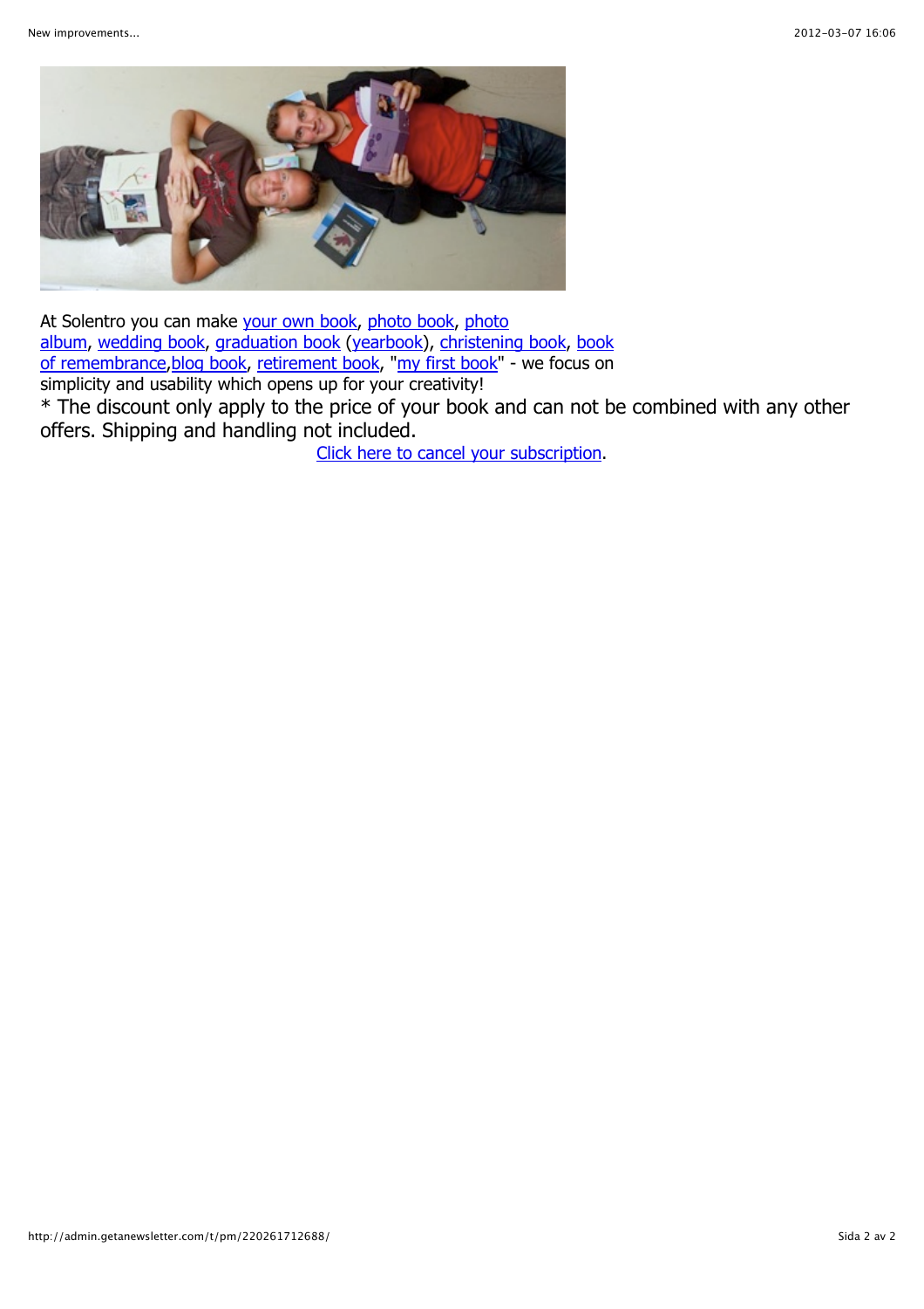At Solentro you can make your own book, photo book, photo album, wedding book, graduation book (yearbook), christening book, book of remembrance,blog book, retirement book, "my first book" - we focus on simplicity and usability which opens up for your creativity!

* The discount only apply to the price of your book and can not be combined with any other offers. Shipping and handling not included.

Click here to cancel your subscription.